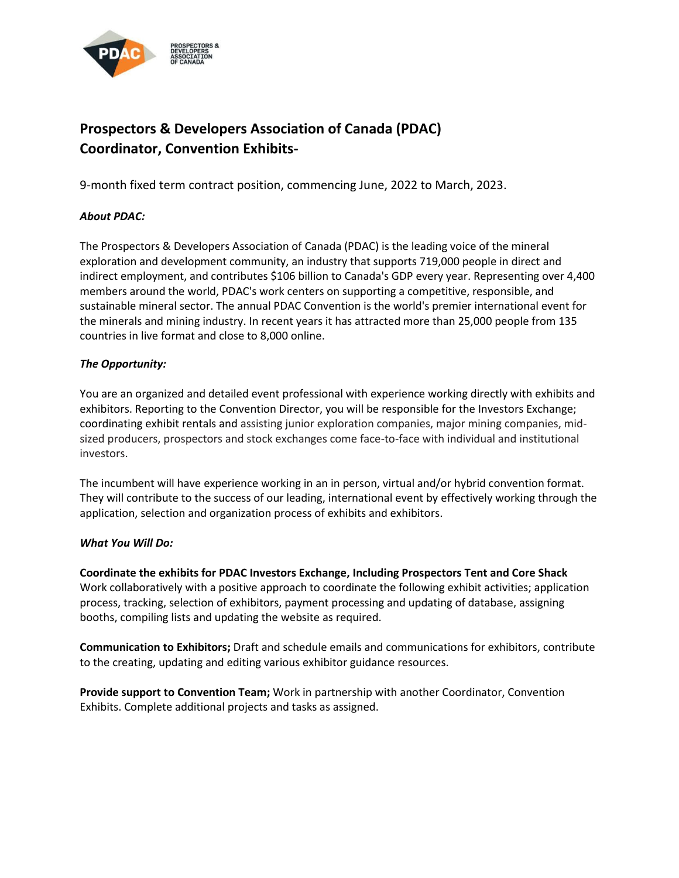# Prospectors & Developers Association of Canada (PDAC)
# Coordinator, Convention Exhibits-

9-month fixed term contract position, commencing June, 2022 to March, 2023.

***About PDAC:***

The Prospectors & Developers Association of Canada (PDAC) is the leading voice of the mineral exploration and development community, an industry that supports 719,000 people in direct and indirect employment, and contributes $106 billion to Canada's GDP every year. Representing over 4,400 members around the world, PDAC's work centers on supporting a competitive, responsible, and sustainable mineral sector. The annual PDAC Convention is the world's premier international event for the minerals and mining industry. In recent years it has attracted more than 25,000 people from 135 countries in live format and close to 8,000 online.

***The Opportunity:***

You are an organized and detailed event professional with experience working directly with exhibits and exhibitors. Reporting to the Convention Director, you will be responsible for the Investors Exchange; coordinating exhibit rentals and assisting junior exploration companies, major mining companies, mid-sized producers, prospectors and stock exchanges come face-to-face with individual and institutional investors.

The incumbent will have experience working in an in person, virtual and/or hybrid convention format. They will contribute to the success of our leading, international event by effectively working through the application, selection and organization process of exhibits and exhibitors.

***What You Will Do:***

**Coordinate the exhibits for PDAC Investors Exchange, Including Prospectors Tent and Core Shack**
Work collaboratively with a positive approach to coordinate the following exhibit activities; application process, tracking, selection of exhibitors, payment processing and updating of database, assigning booths, compiling lists and updating the website as required.

**Communication to Exhibitors;** Draft and schedule emails and communications for exhibitors, contribute to the creating, updating and editing various exhibitor guidance resources.

**Provide support to Convention Team;** Work in partnership with another Coordinator, Convention Exhibits. Complete additional projects and tasks as assigned.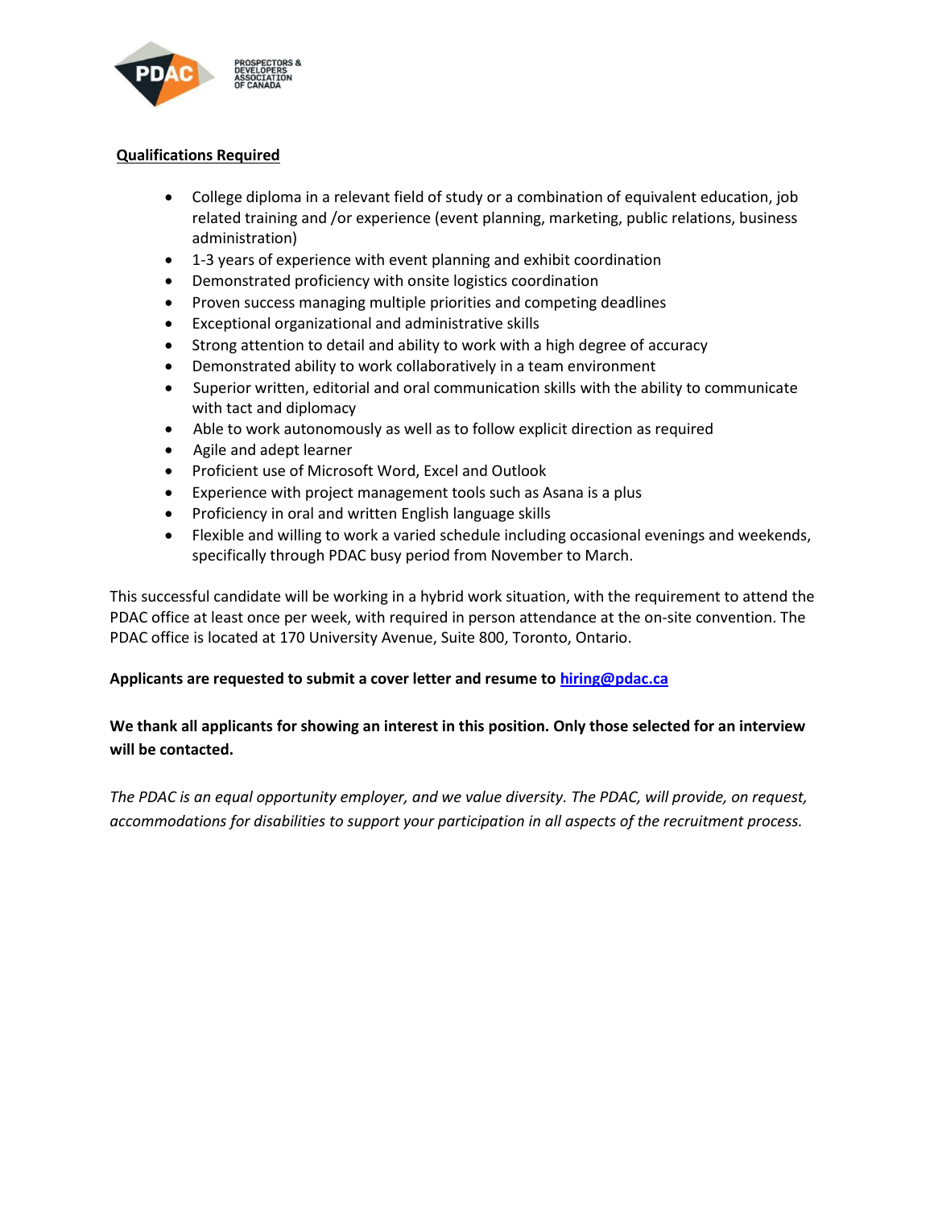**Qualifications Required**

- College diploma in a relevant field of study or a combination of equivalent education, job related training and /or experience (event planning, marketing, public relations, business administration)
- 1-3 years of experience with event planning and exhibit coordination
- Demonstrated proficiency with onsite logistics coordination
- Proven success managing multiple priorities and competing deadlines
- Exceptional organizational and administrative skills
- Strong attention to detail and ability to work with a high degree of accuracy
- Demonstrated ability to work collaboratively in a team environment
- Superior written, editorial and oral communication skills with the ability to communicate with tact and diplomacy
- Able to work autonomously as well as to follow explicit direction as required
- Agile and adept learner
- Proficient use of Microsoft Word, Excel and Outlook
- Experience with project management tools such as Asana is a plus
- Proficiency in oral and written English language skills
- Flexible and willing to work a varied schedule including occasional evenings and weekends, specifically through PDAC busy period from November to March.

This successful candidate will be working in a hybrid work situation, with the requirement to attend the PDAC office at least once per week, with required in person attendance at the on-site convention. The PDAC office is located at 170 University Avenue, Suite 800, Toronto, Ontario.

**Applicants are requested to submit a cover letter and resume to hiring@pdac.ca**

**We thank all applicants for showing an interest in this position. Only those selected for an interview will be contacted.**

*The PDAC is an equal opportunity employer, and we value diversity. The PDAC, will provide, on request, accommodations for disabilities to support your participation in all aspects of the recruitment process.*